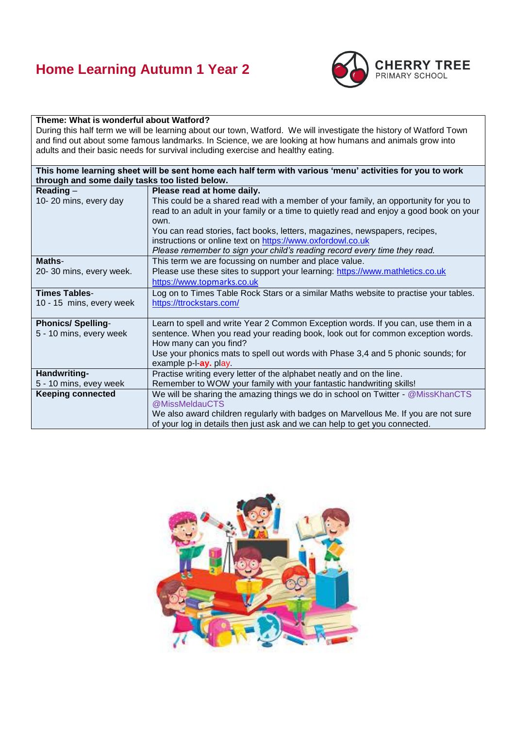# Home Learning Autumn 1 Year 2

CHERRY TREE PRIMARY SCHOOL

**Theme: What is wonderful about Watford?**

During this half term we will be learning about our town, Watford. We will investigate the history of Watford Town and find out about some famous landmarks. In Science, we are looking at how humans and animals grow into adults and their basic needs for survival including exercise and healthy eating.

**This home learning sheet will be sent home each half term with various 'menu' activities for you to work through and some daily tasks too listed below.**

| | |
|---|---|
| **Reading** – 10- 20 mins, every day | **Please read at home daily.** This could be a shared read with a member of your family, an opportunity for you to read to an adult in your family or a time to quietly read and enjoy a good book on your own. You can read stories, fact books, letters, magazines, newspapers, recipes, instructions or online text on https://www.oxfordowl.co.uk *Please remember to sign your child's reading record every time they read.* |
| **Maths**- 20- 30 mins, every week. | This term we are focussing on number and place value. Please use these sites to support your learning: https://www.mathletics.co.uk https://www.topmarks.co.uk |
| **Times Tables**- 10 - 15 mins, every week | Log on to Times Table Rock Stars or a similar Maths website to practise your tables. https://ttrockstars.com/ |
| **Phonics/ Spelling**- 5 - 10 mins, every week | Learn to spell and write Year 2 Common Exception words. If you can, use them in a sentence. When you read your reading book, look out for common exception words. How many can you find? Use your phonics mats to spell out words with Phase 3,4 and 5 phonic sounds; for example p-l-**ay.** play. |
| **Handwriting**- 5 - 10 mins, evey week | Practise writing every letter of the alphabet neatly and on the line. Remember to WOW your family with your fantastic handwriting skills! |
| **Keeping connected** | We will be sharing the amazing things we do in school on Twitter - @MissKhanCTS @MissMeldauCTS We also award children regularly with badges on Marvellous Me. If you are not sure of your log in details then just ask and we can help to get you connected. |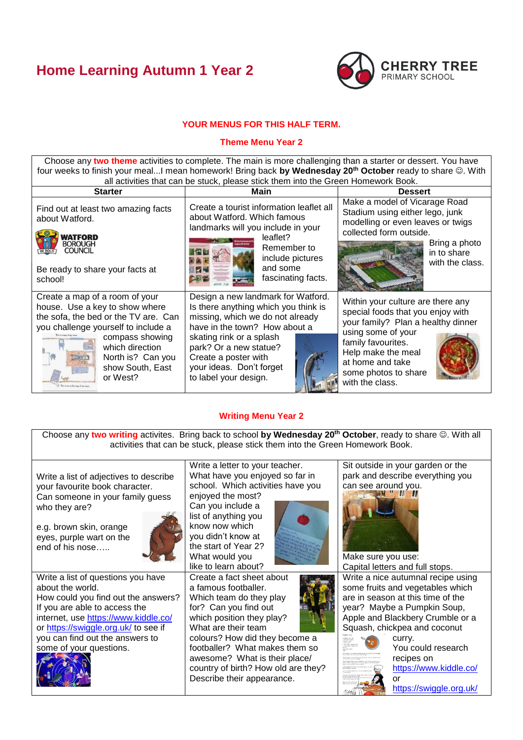# Home Learning Autumn 1 Year 2

CHERRY TREE
PRIMARY SCHOOL

**YOUR MENUS FOR THIS HALF TERM.**

**Theme Menu Year 2**

Choose any **two theme** activities to complete. The main is more challenging than a starter or dessert. You have four weeks to finish your meal...I mean homework! Bring back **by Wednesday 20th October** ready to share ☺. With all activities that can be stuck, please stick them into the Green Homework Book.

| Starter | Main | Dessert |
|---|---|---|
| Find out at least two amazing facts about Watford. Be ready to share your facts at school! | Create a tourist information leaflet all about Watford. Which famous landmarks will you include in your leaflet? Remember to include pictures and some fascinating facts. | Make a model of Vicarage Road Stadium using either lego, junk modelling or even leaves or twigs collected form outside. Bring a photo in to share with the class. |
| Create a map of a room of your house. Use a key to show where the sofa, the bed or the TV are. Can you challenge yourself to include a compass showing which direction North is? Can you show South, East or West? | Design a new landmark for Watford. Is there anything which you think is missing, which we do not already have in the town? How about a skating rink or a splash park? Or a new statue? Create a poster with your ideas. Don't forget to label your design. | Within your culture are there any special foods that you enjoy with your family? Plan a healthy dinner using some of your family favourites. Help make the meal at home and take some photos to share with the class. |

**Writing Menu Year 2**

Choose any **two writing** activites. Bring back to school **by Wednesday 20th October**, ready to share ☺. With all activities that can be stuck, please stick them into the Green Homework Book.

| | | |
|---|---|---|
| Write a list of adjectives to describe your favourite book character. Can someone in your family guess who they are? e.g. brown skin, orange eyes, purple wart on the end of his nose….. | Write a letter to your teacher. What have you enjoyed so far in school. Which activities have you enjoyed the most? Can you include a list of anything you know now which you didn't know at the start of Year 2? What would you like to learn about? | Sit outside in your garden or the park and describe everything you can see around you. Make sure you use: Capital letters and full stops. |
| Write a list of questions you have about the world. How could you find out the answers? If you are able to access the internet, use https://www.kiddle.co/ or https://swiggle.org.uk/ to see if you can find out the answers to some of your questions. | Create a fact sheet about a famous footballer. Which team do they play for? Can you find out which position they play? What are their team colours? How did they become a footballer? What makes them so awesome? What is their place/ country of birth? How old are they? Describe their appearance. | Write a nice autumnal recipe using some fruits and vegetables which are in season at this time of the year? Maybe a Pumpkin Soup, Apple and Blackberry Crumble or a Squash, chickpea and coconut curry. You could research recipes on https://www.kiddle.co/ or https://swiggle.org.uk/ |